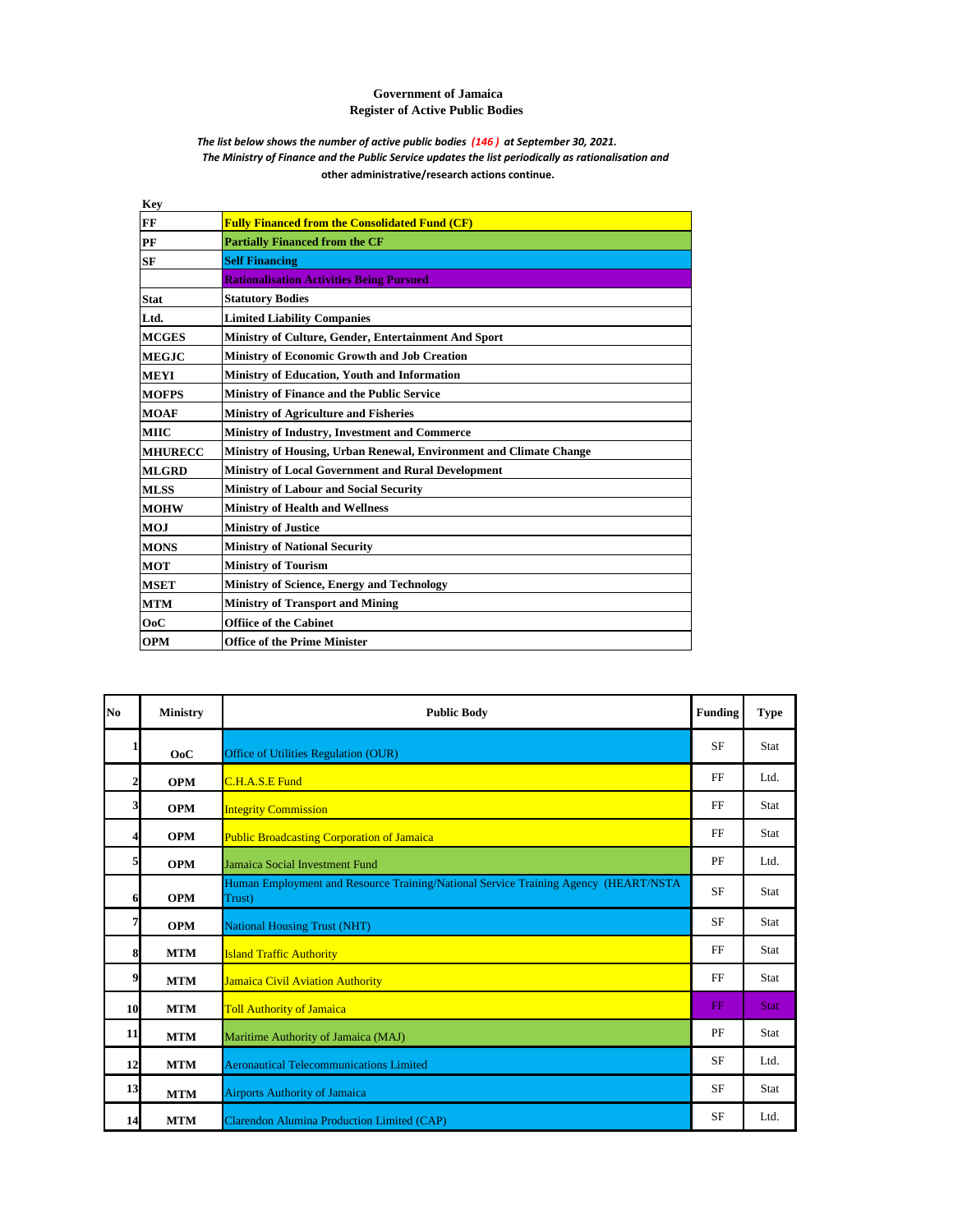# Government of Jamaica
## Register of Active Public Bodies

*The list below shows the number of active public bodies (146) at September 30, 2021.*
*The Ministry of Finance and the Public Service updates the list periodically as rationalisation and* **other administrative/research actions continue.**

**Key**

| | |
|---|---|
| **FF** | **Fully Financed from the Consolidated Fund (CF)** |
| **PF** | **Partially Financed from the CF** |
| **SF** | **Self Financing** |
| | **Rationalisation Activities Being Pursued** |
| **Stat** | **Statutory Bodies** |
| **Ltd.** | **Limited Liability Companies** |
| **MCGES** | **Ministry of Culture, Gender, Entertainment And Sport** |
| **MEGJC** | **Ministry of Economic Growth and Job Creation** |
| **MEYI** | **Ministry of Education, Youth and Information** |
| **MOFPS** | **Ministry of Finance and the Public Service** |
| **MOAF** | **Ministry of Agriculture and Fisheries** |
| **MIIC** | **Ministry of Industry, Investment and Commerce** |
| **MHURECC** | **Ministry of Housing, Urban Renewal, Environment and Climate Change** |
| **MLGRD** | **Ministry of Local Government and Rural Development** |
| **MLSS** | **Ministry of Labour and Social Security** |
| **MOHW** | **Ministry of Health and Wellness** |
| **MOJ** | **Ministry of Justice** |
| **MONS** | **Ministry of National Security** |
| **MOT** | **Ministry of Tourism** |
| **MSET** | **Ministry of Science, Energy and Technology** |
| **MTM** | **Ministry of Transport and Mining** |
| **OoC** | **Offiice of the Cabinet** |
| **OPM** | **Office of the Prime Minister** |

| No | Ministry | Public Body | Funding | Type |
|---|---|---|---|---|
| 1 | OoC | Office of Utilities Regulation (OUR) | SF | Stat |
| 2 | OPM | C.H.A.S.E Fund | FF | Ltd. |
| 3 | OPM | Integrity Commission | FF | Stat |
| 4 | OPM | Public Broadcasting Corporation of Jamaica | FF | Stat |
| 5 | OPM | Jamaica Social Investment Fund | PF | Ltd. |
| 6 | OPM | Human Employment and Resource Training/National Service Training Agency (HEART/NSTA Trust) | SF | Stat |
| 7 | OPM | National Housing Trust (NHT) | SF | Stat |
| 8 | MTM | Island Traffic Authority | FF | Stat |
| 9 | MTM | Jamaica Civil Aviation Authority | FF | Stat |
| 10 | MTM | Toll Authority of Jamaica | FF | Stat |
| 11 | MTM | Maritime Authority of Jamaica (MAJ) | PF | Stat |
| 12 | MTM | Aeronautical Telecommunications Limited | SF | Ltd. |
| 13 | MTM | Airports Authority of Jamaica | SF | Stat |
| 14 | MTM | Clarendon Alumina Production Limited (CAP) | SF | Ltd. |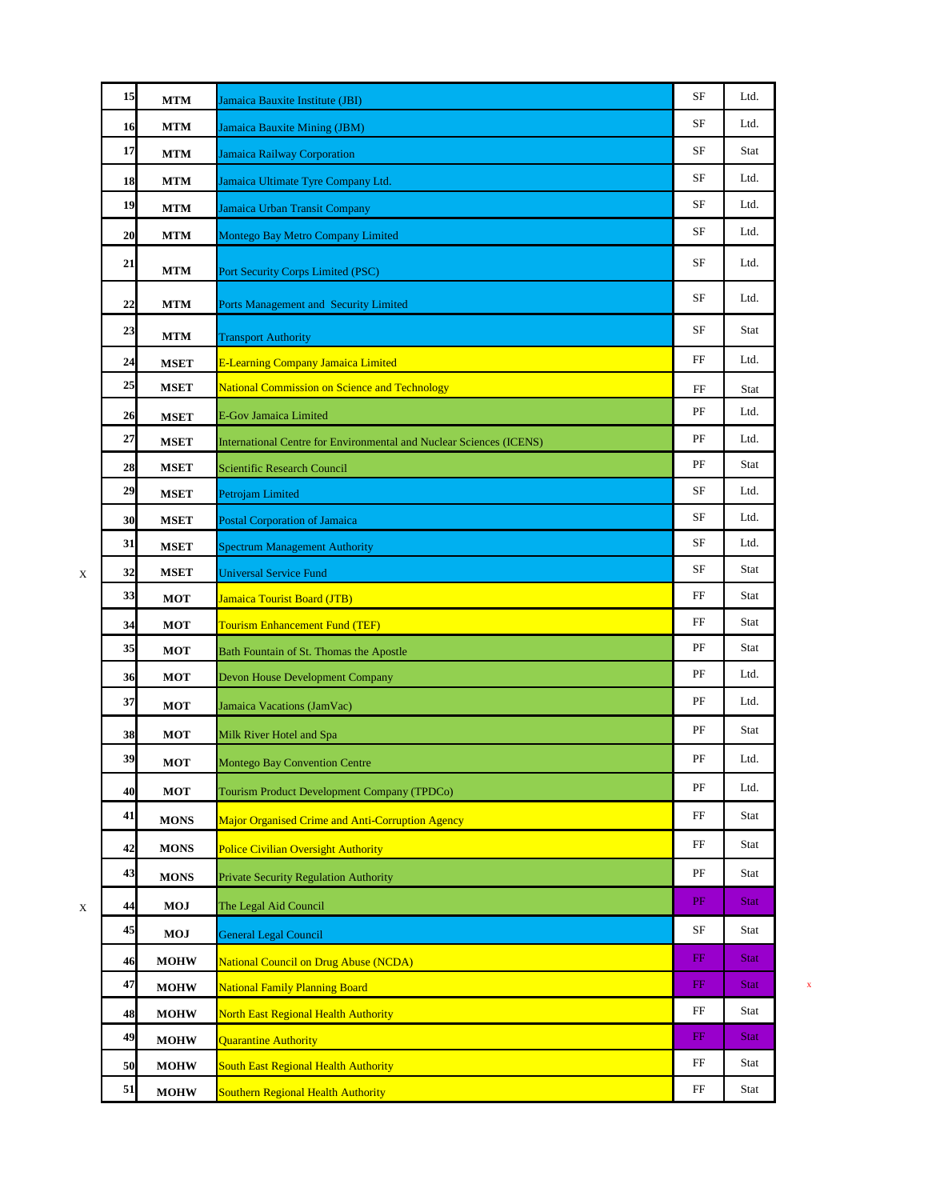| | | | | |
|---|---|---|---|---|
| 15 | MTM | Jamaica Bauxite Institute (JBI) | SF | Ltd. |
| 16 | MTM | Jamaica Bauxite Mining (JBM) | SF | Ltd. |
| 17 | MTM | Jamaica Railway Corporation | SF | Stat |
| 18 | MTM | Jamaica Ultimate Tyre Company Ltd. | SF | Ltd. |
| 19 | MTM | Jamaica Urban Transit Company | SF | Ltd. |
| 20 | MTM | Montego Bay Metro Company Limited | SF | Ltd. |
| 21 | MTM | Port Security Corps Limited (PSC) | SF | Ltd. |
| 22 | MTM | Ports Management and Security Limited | SF | Ltd. |
| 23 | MTM | Transport Authority | SF | Stat |
| 24 | MSET | E-Learning Company Jamaica Limited | FF | Ltd. |
| 25 | MSET | National Commission on Science and Technology | FF | Stat |
| 26 | MSET | E-Gov Jamaica Limited | PF | Ltd. |
| 27 | MSET | International Centre for Environmental and Nuclear Sciences (ICENS) | PF | Ltd. |
| 28 | MSET | Scientific Research Council | PF | Stat |
| 29 | MSET | Petrojam Limited | SF | Ltd. |
| 30 | MSET | Postal Corporation of Jamaica | SF | Ltd. |
| 31 | MSET | Spectrum Management Authority | SF | Ltd. |
| 32 | MSET | Universal Service Fund | SF | Stat |
| 33 | MOT | Jamaica Tourist Board (JTB) | FF | Stat |
| 34 | MOT | Tourism Enhancement Fund (TEF) | FF | Stat |
| 35 | MOT | Bath Fountain of St. Thomas the Apostle | PF | Stat |
| 36 | MOT | Devon House Development Company | PF | Ltd. |
| 37 | MOT | Jamaica Vacations (JamVac) | PF | Ltd. |
| 38 | MOT | Milk River Hotel and Spa | PF | Stat |
| 39 | MOT | Montego Bay Convention Centre | PF | Ltd. |
| 40 | MOT | Tourism Product Development Company (TPDCo) | PF | Ltd. |
| 41 | MONS | Major Organised Crime and Anti-Corruption Agency | FF | Stat |
| 42 | MONS | Police Civilian Oversight Authority | FF | Stat |
| 43 | MONS | Private Security Regulation Authority | PF | Stat |
| 44 | MOJ | The Legal Aid Council | PF | Stat |
| 45 | MOJ | General Legal Council | SF | Stat |
| 46 | MOHW | National Council on Drug Abuse (NCDA) | FF | Stat |
| 47 | MOHW | National Family Planning Board | FF | Stat |
| 48 | MOHW | North East Regional Health Authority | FF | Stat |
| 49 | MOHW | Quarantine Authority | FF | Stat |
| 50 | MOHW | South East Regional Health Authority | FF | Stat |
| 51 | MOHW | Southern Regional Health Authority | FF | Stat |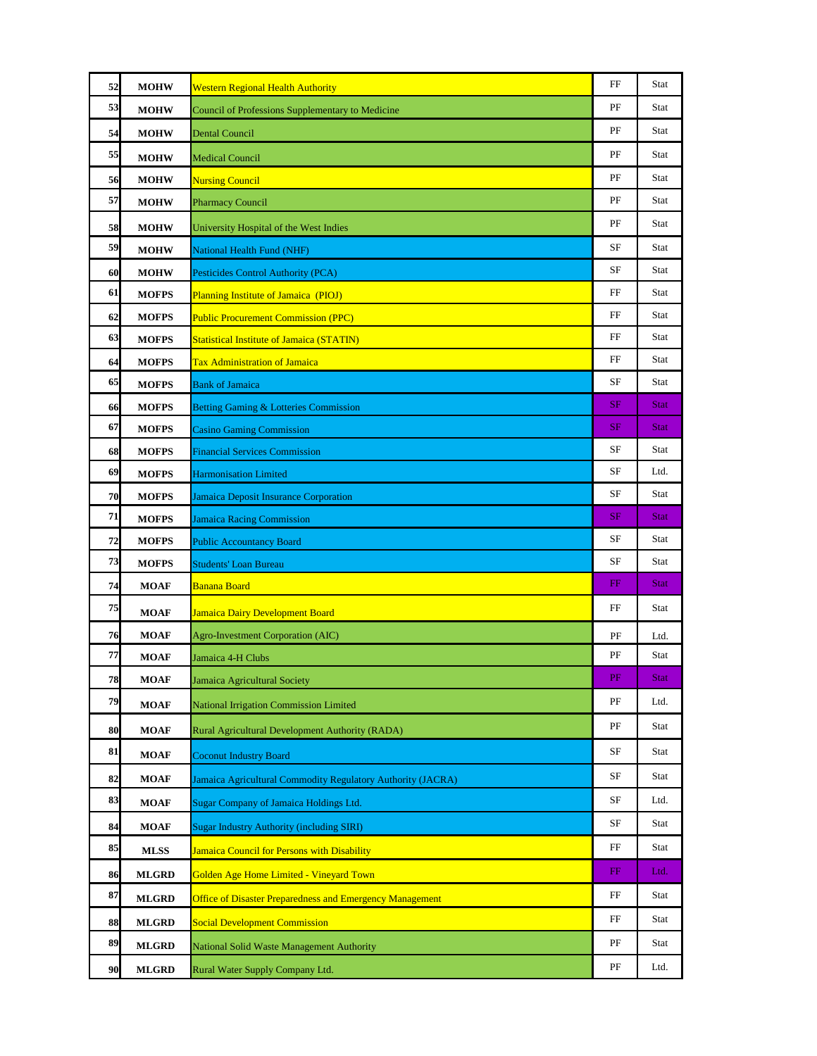| | | | | |
|---|---|---|---|---|
| 52 | MOHW | Western Regional Health Authority | FF | Stat |
| 53 | MOHW | Council of Professions Supplementary to Medicine | PF | Stat |
| 54 | MOHW | Dental Council | PF | Stat |
| 55 | MOHW | Medical Council | PF | Stat |
| 56 | MOHW | Nursing Council | PF | Stat |
| 57 | MOHW | Pharmacy Council | PF | Stat |
| 58 | MOHW | University Hospital of the West Indies | PF | Stat |
| 59 | MOHW | National Health Fund (NHF) | SF | Stat |
| 60 | MOHW | Pesticides Control Authority (PCA) | SF | Stat |
| 61 | MOFPS | Planning Institute of Jamaica (PIOJ) | FF | Stat |
| 62 | MOFPS | Public Procurement Commission (PPC) | FF | Stat |
| 63 | MOFPS | Statistical Institute of Jamaica (STATIN) | FF | Stat |
| 64 | MOFPS | Tax Administration of Jamaica | FF | Stat |
| 65 | MOFPS | Bank of Jamaica | SF | Stat |
| 66 | MOFPS | Betting Gaming & Lotteries Commission | SF | Stat |
| 67 | MOFPS | Casino Gaming Commission | SF | Stat |
| 68 | MOFPS | Financial Services Commission | SF | Stat |
| 69 | MOFPS | Harmonisation Limited | SF | Ltd. |
| 70 | MOFPS | Jamaica Deposit Insurance Corporation | SF | Stat |
| 71 | MOFPS | Jamaica Racing Commission | SF | Stat |
| 72 | MOFPS | Public Accountancy Board | SF | Stat |
| 73 | MOFPS | Students' Loan Bureau | SF | Stat |
| 74 | MOAF | Banana Board | FF | Stat |
| 75 | MOAF | Jamaica Dairy Development Board | FF | Stat |
| 76 | MOAF | Agro-Investment Corporation (AIC) | PF | Ltd. |
| 77 | MOAF | Jamaica 4-H Clubs | PF | Stat |
| 78 | MOAF | Jamaica Agricultural Society | PF | Stat |
| 79 | MOAF | National Irrigation Commission Limited | PF | Ltd. |
| 80 | MOAF | Rural Agricultural Development Authority (RADA) | PF | Stat |
| 81 | MOAF | Coconut Industry Board | SF | Stat |
| 82 | MOAF | Jamaica Agricultural Commodity Regulatory Authority (JACRA) | SF | Stat |
| 83 | MOAF | Sugar Company of Jamaica Holdings Ltd. | SF | Ltd. |
| 84 | MOAF | Sugar Industry Authority (including SIRI) | SF | Stat |
| 85 | MLSS | Jamaica Council for Persons with Disability | FF | Stat |
| 86 | MLGRD | Golden Age Home Limited - Vineyard Town | FF | Ltd. |
| 87 | MLGRD | Office of Disaster Preparedness and Emergency Management | FF | Stat |
| 88 | MLGRD | Social Development Commission | FF | Stat |
| 89 | MLGRD | National Solid Waste Management Authority | PF | Stat |
| 90 | MLGRD | Rural Water Supply Company Ltd. | PF | Ltd. |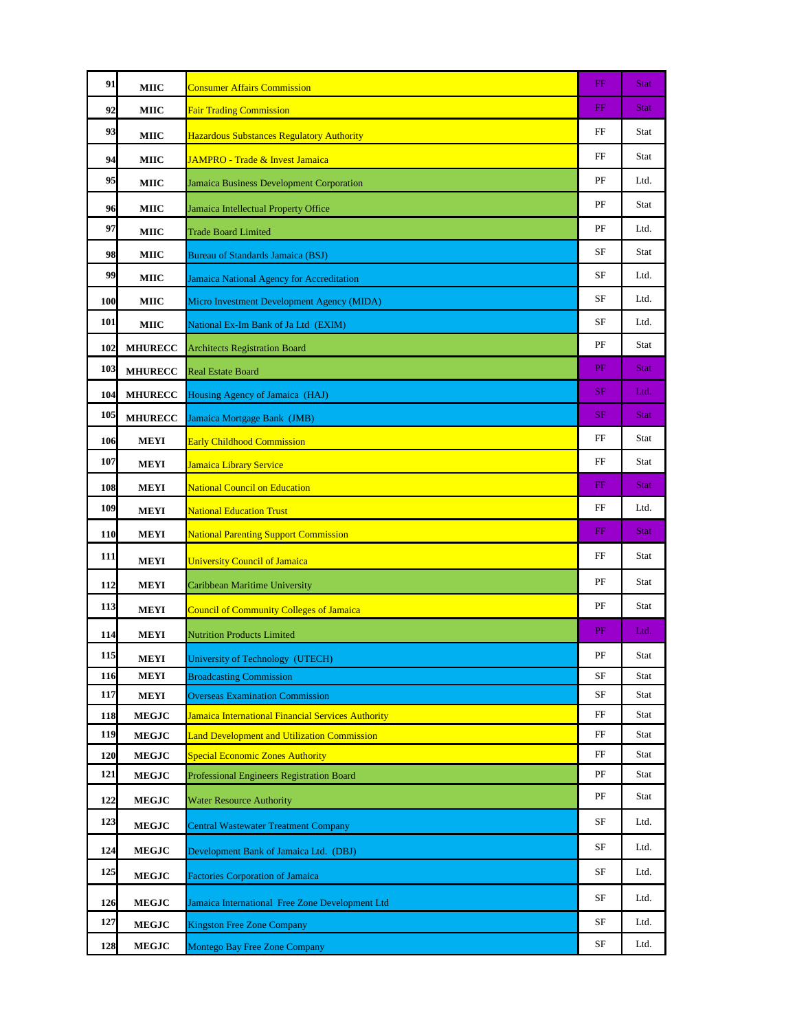| | | | | |
|---|---|---|---|---|
| 91 | MIIC | Consumer Affairs Commission | FF | Stat |
| 92 | MIIC | Fair Trading Commission | FF | Stat |
| 93 | MIIC | Hazardous Substances Regulatory Authority | FF | Stat |
| 94 | MIIC | JAMPRO - Trade & Invest Jamaica | FF | Stat |
| 95 | MIIC | Jamaica Business Development Corporation | PF | Ltd. |
| 96 | MIIC | Jamaica Intellectual Property Office | PF | Stat |
| 97 | MIIC | Trade Board Limited | PF | Ltd. |
| 98 | MIIC | Bureau of Standards Jamaica (BSJ) | SF | Stat |
| 99 | MIIC | Jamaica National Agency for Accreditation | SF | Ltd. |
| 100 | MIIC | Micro Investment Development Agency (MIDA) | SF | Ltd. |
| 101 | MIIC | National Ex-Im Bank of Ja Ltd (EXIM) | SF | Ltd. |
| 102 | MHURECC | Architects Registration Board | PF | Stat |
| 103 | MHURECC | Real Estate Board | PF | Stat |
| 104 | MHURECC | Housing Agency of Jamaica (HAJ) | SF | Ltd. |
| 105 | MHURECC | Jamaica Mortgage Bank (JMB) | SF | Stat |
| 106 | MEYI | Early Childhood Commission | FF | Stat |
| 107 | MEYI | Jamaica Library Service | FF | Stat |
| 108 | MEYI | National Council on Education | FF | Stat |
| 109 | MEYI | National Education Trust | FF | Ltd. |
| 110 | MEYI | National Parenting Support Commission | FF | Stat |
| 111 | MEYI | University Council of Jamaica | FF | Stat |
| 112 | MEYI | Caribbean Maritime University | PF | Stat |
| 113 | MEYI | Council of Community Colleges of Jamaica | PF | Stat |
| 114 | MEYI | Nutrition Products Limited | PF | Ltd. |
| 115 | MEYI | University of Technology (UTECH) | PF | Stat |
| 116 | MEYI | Broadcasting Commission | SF | Stat |
| 117 | MEYI | Overseas Examination Commission | SF | Stat |
| 118 | MEGJC | Jamaica International Financial Services Authority | FF | Stat |
| 119 | MEGJC | Land Development and Utilization Commission | FF | Stat |
| 120 | MEGJC | Special Economic Zones Authority | FF | Stat |
| 121 | MEGJC | Professional Engineers Registration Board | PF | Stat |
| 122 | MEGJC | Water Resource Authority | PF | Stat |
| 123 | MEGJC | Central Wastewater Treatment Company | SF | Ltd. |
| 124 | MEGJC | Development Bank of Jamaica Ltd. (DBJ) | SF | Ltd. |
| 125 | MEGJC | Factories Corporation of Jamaica | SF | Ltd. |
| 126 | MEGJC | Jamaica International Free Zone Development Ltd | SF | Ltd. |
| 127 | MEGJC | Kingston Free Zone Company | SF | Ltd. |
| 128 | MEGJC | Montego Bay Free Zone Company | SF | Ltd. |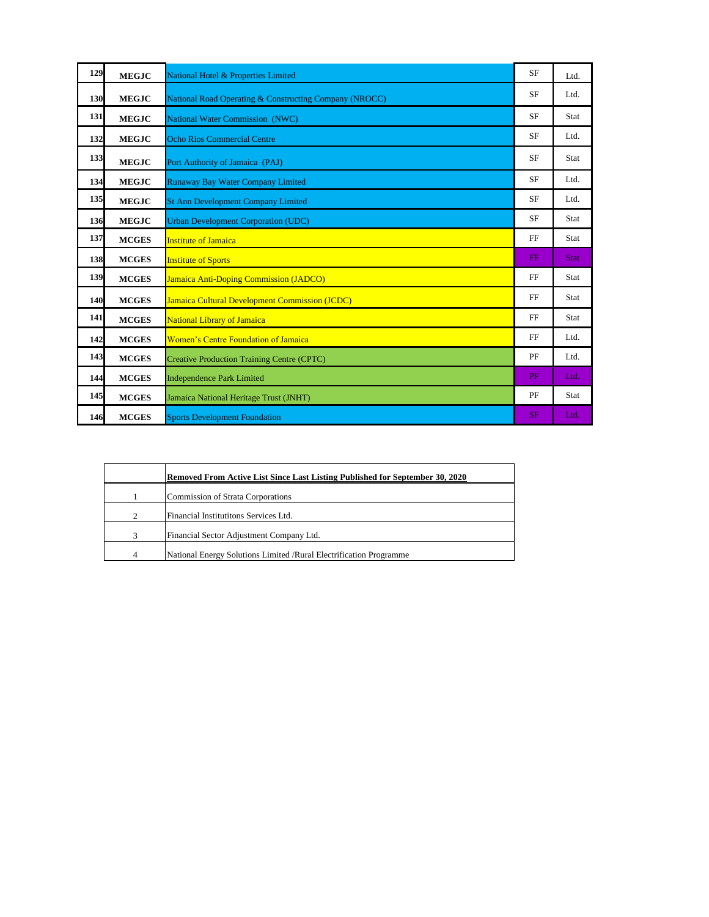| | | | | |
|---|---|---|---|---|
| 129 | **MEGJC** | National Hotel & Properties Limited | SF | Ltd. |
| 130 | **MEGJC** | National Road Operating & Constructing Company (NROCC) | SF | Ltd. |
| 131 | **MEGJC** | National Water Commission (NWC) | SF | Stat |
| 132 | **MEGJC** | Ocho Rios Commercial Centre | SF | Ltd. |
| 133 | **MEGJC** | Port Authority of Jamaica (PAJ) | SF | Stat |
| 134 | **MEGJC** | Runaway Bay Water Company Limited | SF | Ltd. |
| 135 | **MEGJC** | St Ann Development Company Limited | SF | Ltd. |
| 136 | **MEGJC** | Urban Development Corporation (UDC) | SF | Stat |
| 137 | **MCGES** | Institute of Jamaica | FF | Stat |
| 138 | **MCGES** | Institute of Sports | FF | Stat |
| 139 | **MCGES** | Jamaica Anti-Doping Commission (JADCO) | FF | Stat |
| 140 | **MCGES** | Jamaica Cultural Development Commission (JCDC) | FF | Stat |
| 141 | **MCGES** | National Library of Jamaica | FF | Stat |
| 142 | **MCGES** | Women's Centre Foundation of Jamaica | FF | Ltd. |
| 143 | **MCGES** | Creative Production Training Centre (CPTC) | PF | Ltd. |
| 144 | **MCGES** | Independence Park Limited | PF | Ltd. |
| 145 | **MCGES** | Jamaica National Heritage Trust (JNHT) | PF | Stat |
| 146 | **MCGES** | Sports Development Foundation | SF | Ltd. |

| | **Removed From Active List Since Last Listing Published for September 30, 2020** |
|---|---|
| 1 | Commission of Strata Corporations |
| 2 | Financial Institutitons Services Ltd. |
| 3 | Financial Sector Adjustment Company Ltd. |
| 4 | National Energy Solutions Limited /Rural Electrification Programme |